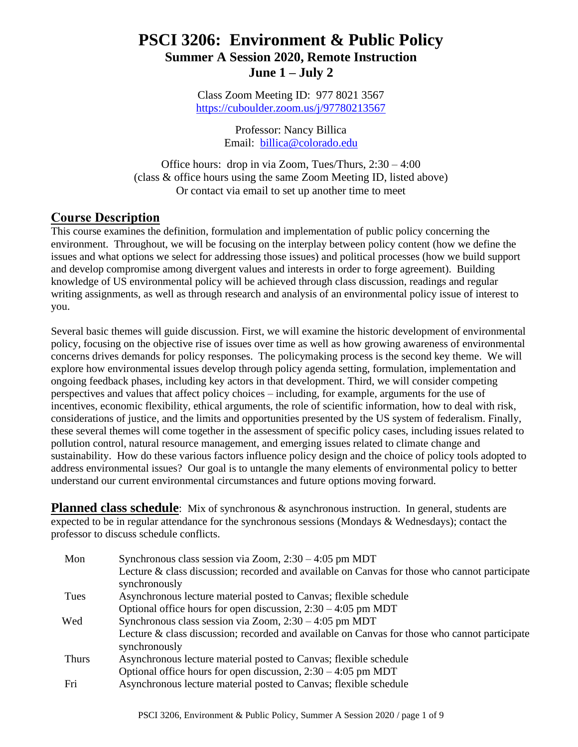# PSCI 3206: Environment & Public Policy

**Summer A Session 2020, Remote Instruction**

**June 1 – July 2**

Class Zoom Meeting ID: 977 8021 3567
https://cuboulder.zoom.us/j/97780213567

Professor: Nancy Billica
Email: billica@colorado.edu

Office hours: drop in via Zoom, Tues/Thurs, 2:30 – 4:00
(class & office hours using the same Zoom Meeting ID, listed above)
Or contact via email to set up another time to meet

## Course Description

This course examines the definition, formulation and implementation of public policy concerning the environment. Throughout, we will be focusing on the interplay between policy content (how we define the issues and what options we select for addressing those issues) and political processes (how we build support and develop compromise among divergent values and interests in order to forge agreement). Building knowledge of US environmental policy will be achieved through class discussion, readings and regular writing assignments, as well as through research and analysis of an environmental policy issue of interest to you.

Several basic themes will guide discussion. First, we will examine the historic development of environmental policy, focusing on the objective rise of issues over time as well as how growing awareness of environmental concerns drives demands for policy responses. The policymaking process is the second key theme. We will explore how environmental issues develop through policy agenda setting, formulation, implementation and ongoing feedback phases, including key actors in that development. Third, we will consider competing perspectives and values that affect policy choices – including, for example, arguments for the use of incentives, economic flexibility, ethical arguments, the role of scientific information, how to deal with risk, considerations of justice, and the limits and opportunities presented by the US system of federalism. Finally, these several themes will come together in the assessment of specific policy cases, including issues related to pollution control, natural resource management, and emerging issues related to climate change and sustainability. How do these various factors influence policy design and the choice of policy tools adopted to address environmental issues? Our goal is to untangle the many elements of environmental policy to better understand our current environmental circumstances and future options moving forward.

**Planned class schedule**: Mix of synchronous & asynchronous instruction. In general, students are expected to be in regular attendance for the synchronous sessions (Mondays & Wednesdays); contact the professor to discuss schedule conflicts.

| | |
|---|---|
| Mon | Synchronous class session via Zoom, 2:30 – 4:05 pm MDT<br>Lecture & class discussion; recorded and available on Canvas for those who cannot participate synchronously |
| Tues | Asynchronous lecture material posted to Canvas; flexible schedule<br>Optional office hours for open discussion, 2:30 – 4:05 pm MDT |
| Wed | Synchronous class session via Zoom, 2:30 – 4:05 pm MDT<br>Lecture & class discussion; recorded and available on Canvas for those who cannot participate synchronously |
| Thurs | Asynchronous lecture material posted to Canvas; flexible schedule<br>Optional office hours for open discussion, 2:30 – 4:05 pm MDT |
| Fri | Asynchronous lecture material posted to Canvas; flexible schedule |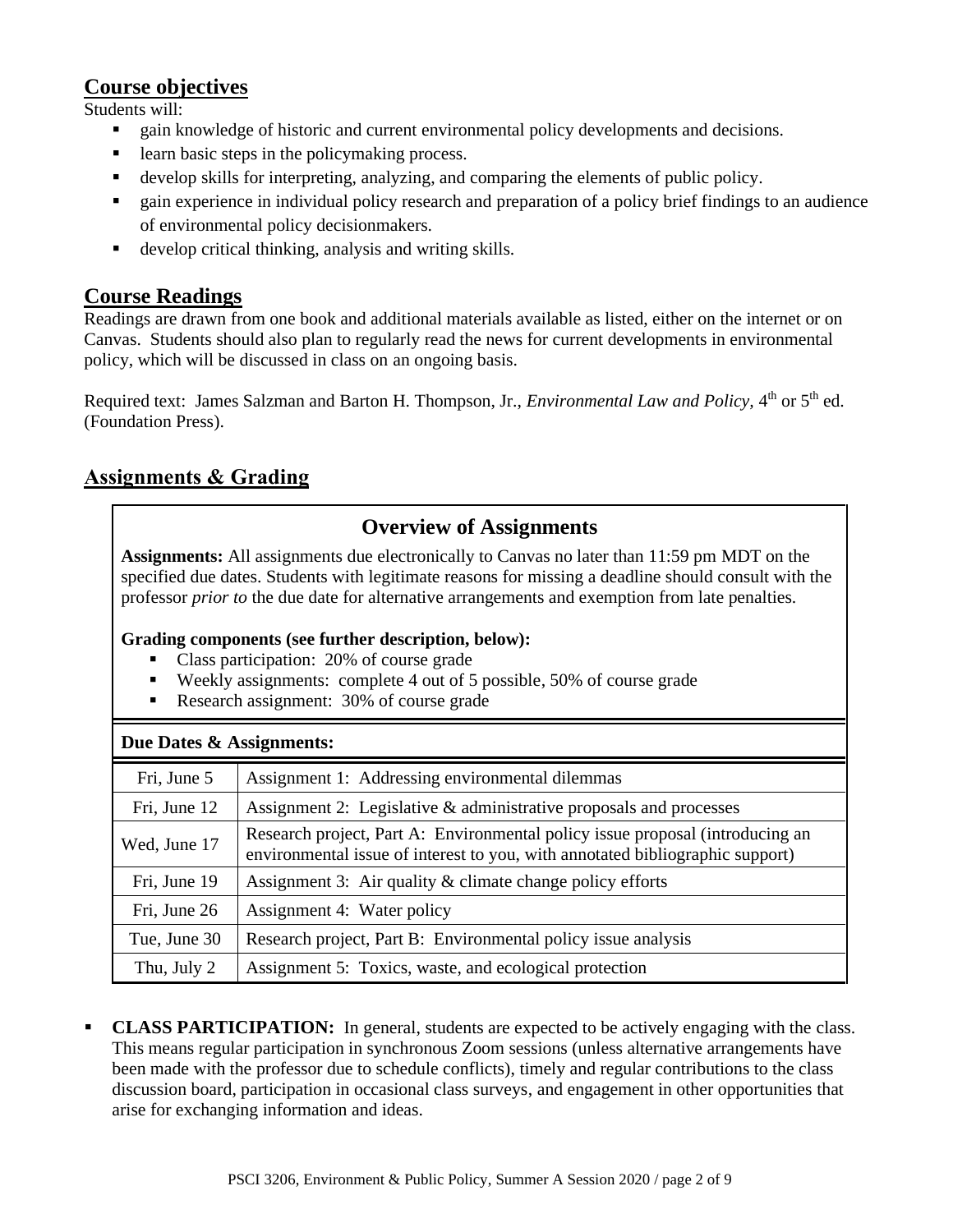## Course objectives

Students will:

- gain knowledge of historic and current environmental policy developments and decisions.
- learn basic steps in the policymaking process.
- develop skills for interpreting, analyzing, and comparing the elements of public policy.
- gain experience in individual policy research and preparation of a policy brief findings to an audience of environmental policy decisionmakers.
- develop critical thinking, analysis and writing skills.

## Course Readings

Readings are drawn from one book and additional materials available as listed, either on the internet or on Canvas. Students should also plan to regularly read the news for current developments in environmental policy, which will be discussed in class on an ongoing basis.

Required text: James Salzman and Barton H. Thompson, Jr., *Environmental Law and Policy,* 4th or 5th ed. (Foundation Press).

## Assignments & Grading

### Overview of Assignments

**Assignments:** All assignments due electronically to Canvas no later than 11:59 pm MDT on the specified due dates. Students with legitimate reasons for missing a deadline should consult with the professor *prior to* the due date for alternative arrangements and exemption from late penalties.

**Grading components (see further description, below):**

- Class participation: 20% of course grade
- Weekly assignments: complete 4 out of 5 possible, 50% of course grade
- Research assignment: 30% of course grade

**Due Dates & Assignments:**

| Date | Assignment |
|---|---|
| Fri, June 5 | Assignment 1: Addressing environmental dilemmas |
| Fri, June 12 | Assignment 2: Legislative & administrative proposals and processes |
| Wed, June 17 | Research project, Part A: Environmental policy issue proposal (introducing an environmental issue of interest to you, with annotated bibliographic support) |
| Fri, June 19 | Assignment 3: Air quality & climate change policy efforts |
| Fri, June 26 | Assignment 4: Water policy |
| Tue, June 30 | Research project, Part B: Environmental policy issue analysis |
| Thu, July 2 | Assignment 5: Toxics, waste, and ecological protection |

- **CLASS PARTICIPATION:** In general, students are expected to be actively engaging with the class. This means regular participation in synchronous Zoom sessions (unless alternative arrangements have been made with the professor due to schedule conflicts), timely and regular contributions to the class discussion board, participation in occasional class surveys, and engagement in other opportunities that arise for exchanging information and ideas.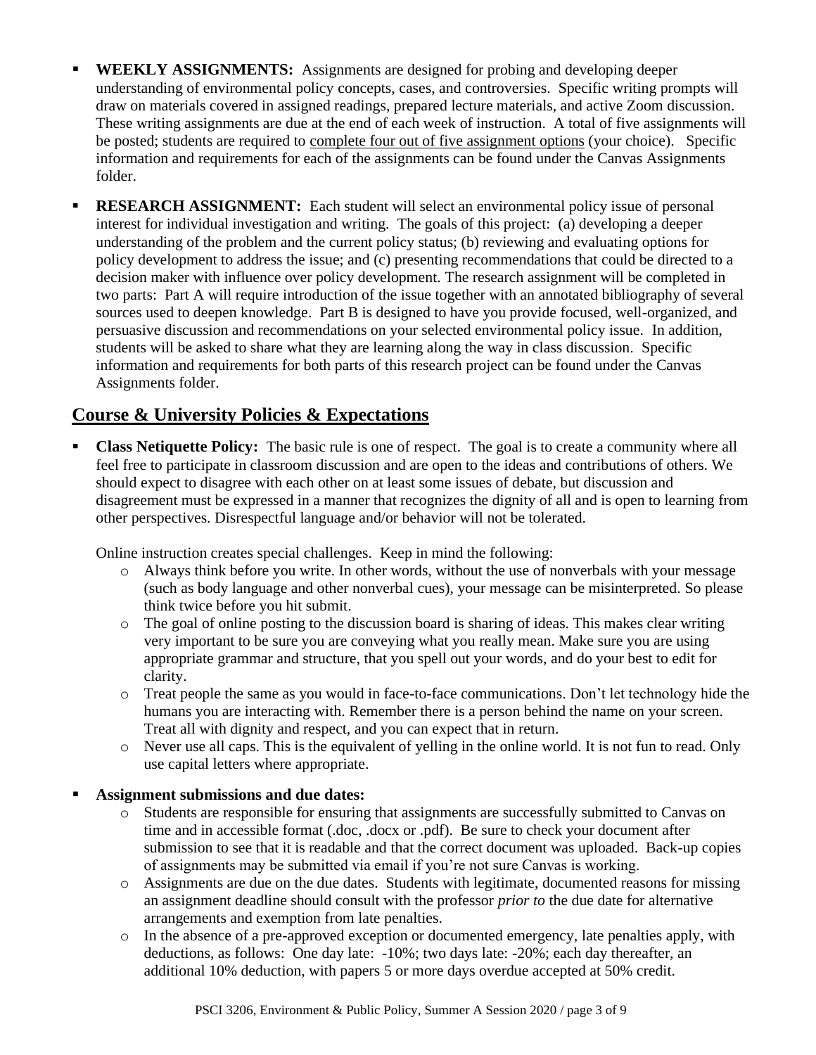- **WEEKLY ASSIGNMENTS:** Assignments are designed for probing and developing deeper understanding of environmental policy concepts, cases, and controversies. Specific writing prompts will draw on materials covered in assigned readings, prepared lecture materials, and active Zoom discussion. These writing assignments are due at the end of each week of instruction. A total of five assignments will be posted; students are required to <u>complete four out of five assignment options</u> (your choice). Specific information and requirements for each of the assignments can be found under the Canvas Assignments folder.

- **RESEARCH ASSIGNMENT:** Each student will select an environmental policy issue of personal interest for individual investigation and writing. The goals of this project: (a) developing a deeper understanding of the problem and the current policy status; (b) reviewing and evaluating options for policy development to address the issue; and (c) presenting recommendations that could be directed to a decision maker with influence over policy development. The research assignment will be completed in two parts: Part A will require introduction of the issue together with an annotated bibliography of several sources used to deepen knowledge. Part B is designed to have you provide focused, well-organized, and persuasive discussion and recommendations on your selected environmental policy issue. In addition, students will be asked to share what they are learning along the way in class discussion. Specific information and requirements for both parts of this research project can be found under the Canvas Assignments folder.

## Course & University Policies & Expectations

- **Class Netiquette Policy:** The basic rule is one of respect. The goal is to create a community where all feel free to participate in classroom discussion and are open to the ideas and contributions of others. We should expect to disagree with each other on at least some issues of debate, but discussion and disagreement must be expressed in a manner that recognizes the dignity of all and is open to learning from other perspectives. Disrespectful language and/or behavior will not be tolerated.

  Online instruction creates special challenges. Keep in mind the following:
  - Always think before you write. In other words, without the use of nonverbals with your message (such as body language and other nonverbal cues), your message can be misinterpreted. So please think twice before you hit submit.
  - The goal of online posting to the discussion board is sharing of ideas. This makes clear writing very important to be sure you are conveying what you really mean. Make sure you are using appropriate grammar and structure, that you spell out your words, and do your best to edit for clarity.
  - Treat people the same as you would in face-to-face communications. Don't let technology hide the humans you are interacting with. Remember there is a person behind the name on your screen. Treat all with dignity and respect, and you can expect that in return.
  - Never use all caps. This is the equivalent of yelling in the online world. It is not fun to read. Only use capital letters where appropriate.

- **Assignment submissions and due dates:**
  - Students are responsible for ensuring that assignments are successfully submitted to Canvas on time and in accessible format (.doc, .docx or .pdf). Be sure to check your document after submission to see that it is readable and that the correct document was uploaded. Back-up copies of assignments may be submitted via email if you're not sure Canvas is working.
  - Assignments are due on the due dates. Students with legitimate, documented reasons for missing an assignment deadline should consult with the professor *prior to* the due date for alternative arrangements and exemption from late penalties.
  - In the absence of a pre-approved exception or documented emergency, late penalties apply, with deductions, as follows: One day late: -10%; two days late: -20%; each day thereafter, an additional 10% deduction, with papers 5 or more days overdue accepted at 50% credit.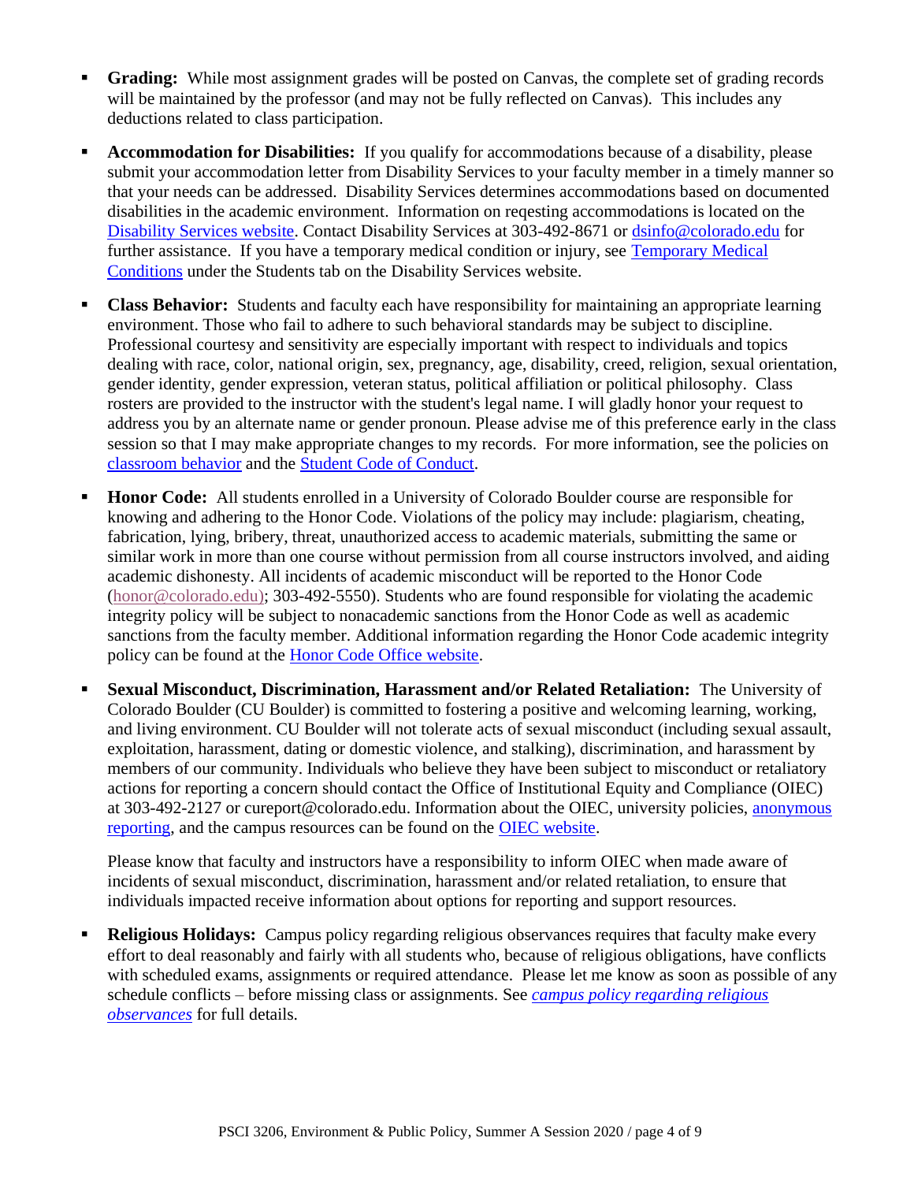- **Grading:** While most assignment grades will be posted on Canvas, the complete set of grading records will be maintained by the professor (and may not be fully reflected on Canvas). This includes any deductions related to class participation.

- **Accommodation for Disabilities:** If you qualify for accommodations because of a disability, please submit your accommodation letter from Disability Services to your faculty member in a timely manner so that your needs can be addressed. Disability Services determines accommodations based on documented disabilities in the academic environment. Information on reqesting accommodations is located on the Disability Services website. Contact Disability Services at 303-492-8671 or dsinfo@colorado.edu for further assistance. If you have a temporary medical condition or injury, see Temporary Medical Conditions under the Students tab on the Disability Services website.

- **Class Behavior:** Students and faculty each have responsibility for maintaining an appropriate learning environment. Those who fail to adhere to such behavioral standards may be subject to discipline. Professional courtesy and sensitivity are especially important with respect to individuals and topics dealing with race, color, national origin, sex, pregnancy, age, disability, creed, religion, sexual orientation, gender identity, gender expression, veteran status, political affiliation or political philosophy. Class rosters are provided to the instructor with the student's legal name. I will gladly honor your request to address you by an alternate name or gender pronoun. Please advise me of this preference early in the class session so that I may make appropriate changes to my records. For more information, see the policies on classroom behavior and the Student Code of Conduct.

- **Honor Code:** All students enrolled in a University of Colorado Boulder course are responsible for knowing and adhering to the Honor Code. Violations of the policy may include: plagiarism, cheating, fabrication, lying, bribery, threat, unauthorized access to academic materials, submitting the same or similar work in more than one course without permission from all course instructors involved, and aiding academic dishonesty. All incidents of academic misconduct will be reported to the Honor Code (honor@colorado.edu); 303-492-5550). Students who are found responsible for violating the academic integrity policy will be subject to nonacademic sanctions from the Honor Code as well as academic sanctions from the faculty member. Additional information regarding the Honor Code academic integrity policy can be found at the Honor Code Office website.

- **Sexual Misconduct, Discrimination, Harassment and/or Related Retaliation:** The University of Colorado Boulder (CU Boulder) is committed to fostering a positive and welcoming learning, working, and living environment. CU Boulder will not tolerate acts of sexual misconduct (including sexual assault, exploitation, harassment, dating or domestic violence, and stalking), discrimination, and harassment by members of our community. Individuals who believe they have been subject to misconduct or retaliatory actions for reporting a concern should contact the Office of Institutional Equity and Compliance (OIEC) at 303-492-2127 or cureport@colorado.edu. Information about the OIEC, university policies, anonymous reporting, and the campus resources can be found on the OIEC website.

  Please know that faculty and instructors have a responsibility to inform OIEC when made aware of incidents of sexual misconduct, discrimination, harassment and/or related retaliation, to ensure that individuals impacted receive information about options for reporting and support resources.

- **Religious Holidays:** Campus policy regarding religious observances requires that faculty make every effort to deal reasonably and fairly with all students who, because of religious obligations, have conflicts with scheduled exams, assignments or required attendance. Please let me know as soon as possible of any schedule conflicts – before missing class or assignments. See *campus policy regarding religious observances* for full details.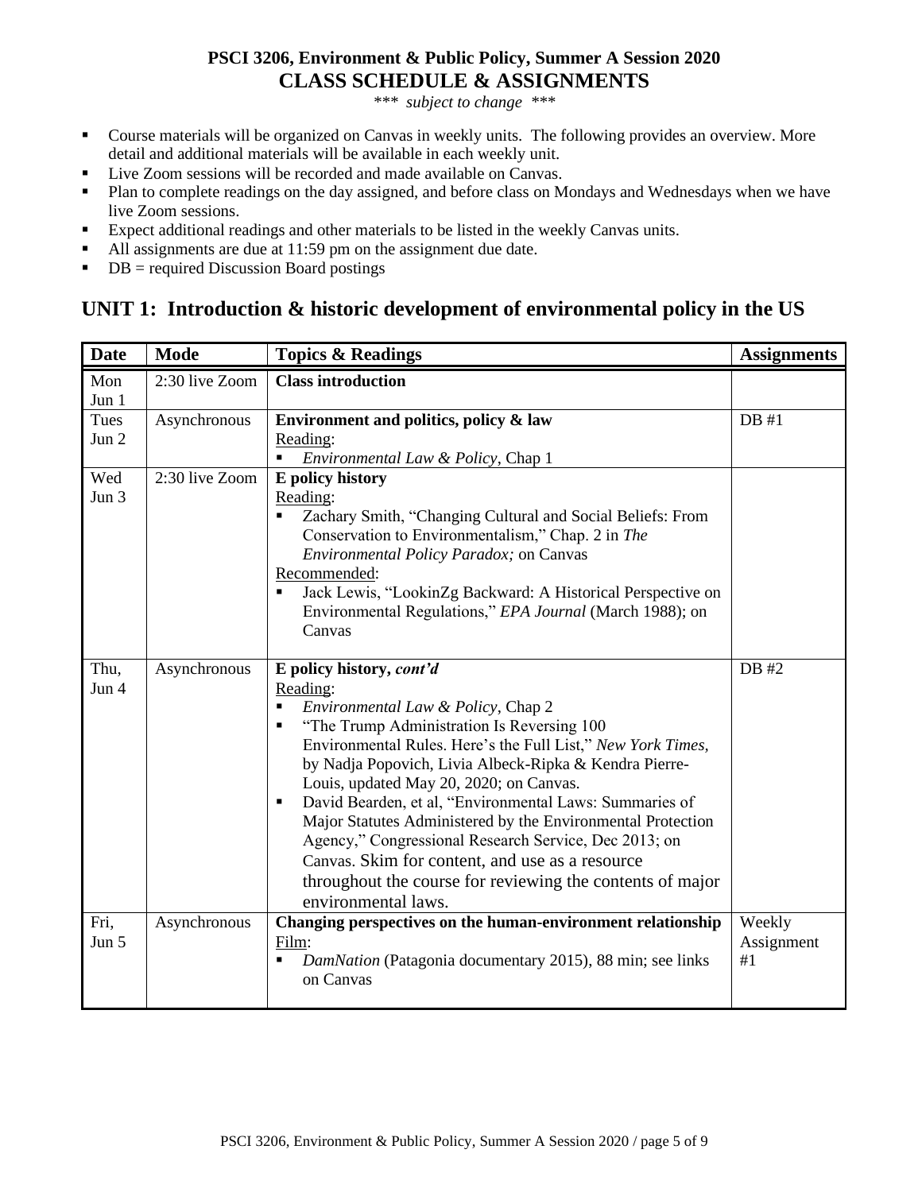# PSCI 3206, Environment & Public Policy, Summer A Session 2020
## CLASS SCHEDULE & ASSIGNMENTS

*\*\*\* subject to change \*\*\**

- Course materials will be organized on Canvas in weekly units. The following provides an overview. More detail and additional materials will be available in each weekly unit.
- Live Zoom sessions will be recorded and made available on Canvas.
- Plan to complete readings on the day assigned, and before class on Mondays and Wednesdays when we have live Zoom sessions.
- Expect additional readings and other materials to be listed in the weekly Canvas units.
- All assignments are due at 11:59 pm on the assignment due date.
- DB = required Discussion Board postings

## UNIT 1: Introduction & historic development of environmental policy in the US

| Date | Mode | Topics & Readings | Assignments |
|---|---|---|---|
| Mon Jun 1 | 2:30 live Zoom | **Class introduction** | |
| Tues Jun 2 | Asynchronous | **Environment and politics, policy & law**<br>Reading:<br>▪ *Environmental Law & Policy*, Chap 1 | DB #1 |
| Wed Jun 3 | 2:30 live Zoom | **E policy history**<br>Reading:<br>▪ Zachary Smith, "Changing Cultural and Social Beliefs: From Conservation to Environmentalism," Chap. 2 in *The Environmental Policy Paradox;* on Canvas<br>Recommended:<br>▪ Jack Lewis, "LookinZg Backward: A Historical Perspective on Environmental Regulations," *EPA Journal* (March 1988); on Canvas | |
| Thu, Jun 4 | Asynchronous | **E policy history, *cont'd***<br>Reading:<br>▪ *Environmental Law & Policy*, Chap 2<br>▪ "The Trump Administration Is Reversing 100 Environmental Rules. Here's the Full List," *New York Times,* by Nadja Popovich, Livia Albeck-Ripka & Kendra Pierre-Louis, updated May 20, 2020; on Canvas.<br>▪ David Bearden, et al, "Environmental Laws: Summaries of Major Statutes Administered by the Environmental Protection Agency," Congressional Research Service, Dec 2013; on Canvas. Skim for content, and use as a resource throughout the course for reviewing the contents of major environmental laws. | DB #2 |
| Fri, Jun 5 | Asynchronous | **Changing perspectives on the human-environment relationship**<br>Film:<br>▪ *DamNation* (Patagonia documentary 2015), 88 min; see links on Canvas | Weekly Assignment #1 |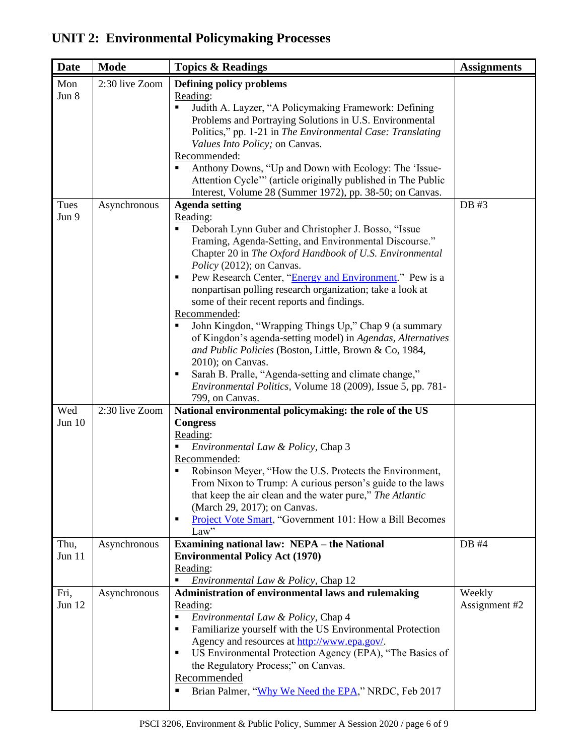## UNIT 2: Environmental Policymaking Processes

| Date | Mode | Topics & Readings | Assignments |
|---|---|---|---|
| Mon Jun 8 | 2:30 live Zoom | **Defining policy problems**<br>Reading:<br>▪ Judith A. Layzer, "A Policymaking Framework: Defining Problems and Portraying Solutions in U.S. Environmental Politics," pp. 1-21 in *The Environmental Case: Translating Values Into Policy;* on Canvas.<br>Recommended:<br>▪ Anthony Downs, "Up and Down with Ecology: The 'Issue-Attention Cycle'" (article originally published in The Public Interest, Volume 28 (Summer 1972), pp. 38-50; on Canvas. | |
| Tues Jun 9 | Asynchronous | **Agenda setting**<br>Reading:<br>▪ Deborah Lynn Guber and Christopher J. Bosso, "Issue Framing, Agenda-Setting, and Environmental Discourse." Chapter 20 in *The Oxford Handbook of U.S. Environmental Policy* (2012); on Canvas.<br>▪ Pew Research Center, "Energy and Environment." Pew is a nonpartisan polling research organization; take a look at some of their recent reports and findings.<br>Recommended:<br>▪ John Kingdon, "Wrapping Things Up," Chap 9 (a summary of Kingdon's agenda-setting model) in *Agendas, Alternatives and Public Policies* (Boston, Little, Brown & Co, 1984, 2010); on Canvas.<br>▪ Sarah B. Pralle, "Agenda-setting and climate change," *Environmental Politics*, Volume 18 (2009), Issue 5, pp. 781-799, on Canvas. | DB #3 |
| Wed Jun 10 | 2:30 live Zoom | **National environmental policymaking: the role of the US Congress**<br>Reading:<br>▪ *Environmental Law & Policy*, Chap 3<br>Recommended:<br>▪ Robinson Meyer, "How the U.S. Protects the Environment, From Nixon to Trump: A curious person's guide to the laws that keep the air clean and the water pure," *The Atlantic* (March 29, 2017); on Canvas.<br>▪ Project Vote Smart, "Government 101: How a Bill Becomes Law" | |
| Thu, Jun 11 | Asynchronous | **Examining national law: NEPA – the National Environmental Policy Act (1970)**<br>Reading:<br>▪ *Environmental Law & Policy*, Chap 12 | DB #4 |
| Fri, Jun 12 | Asynchronous | **Administration of environmental laws and rulemaking**<br>Reading:<br>▪ *Environmental Law & Policy*, Chap 4<br>▪ Familiarize yourself with the US Environmental Protection Agency and resources at http://www.epa.gov/.<br>▪ US Environmental Protection Agency (EPA), "The Basics of the Regulatory Process;" on Canvas.<br>Recommended<br>▪ Brian Palmer, "Why We Need the EPA," NRDC, Feb 2017 | Weekly Assignment #2 |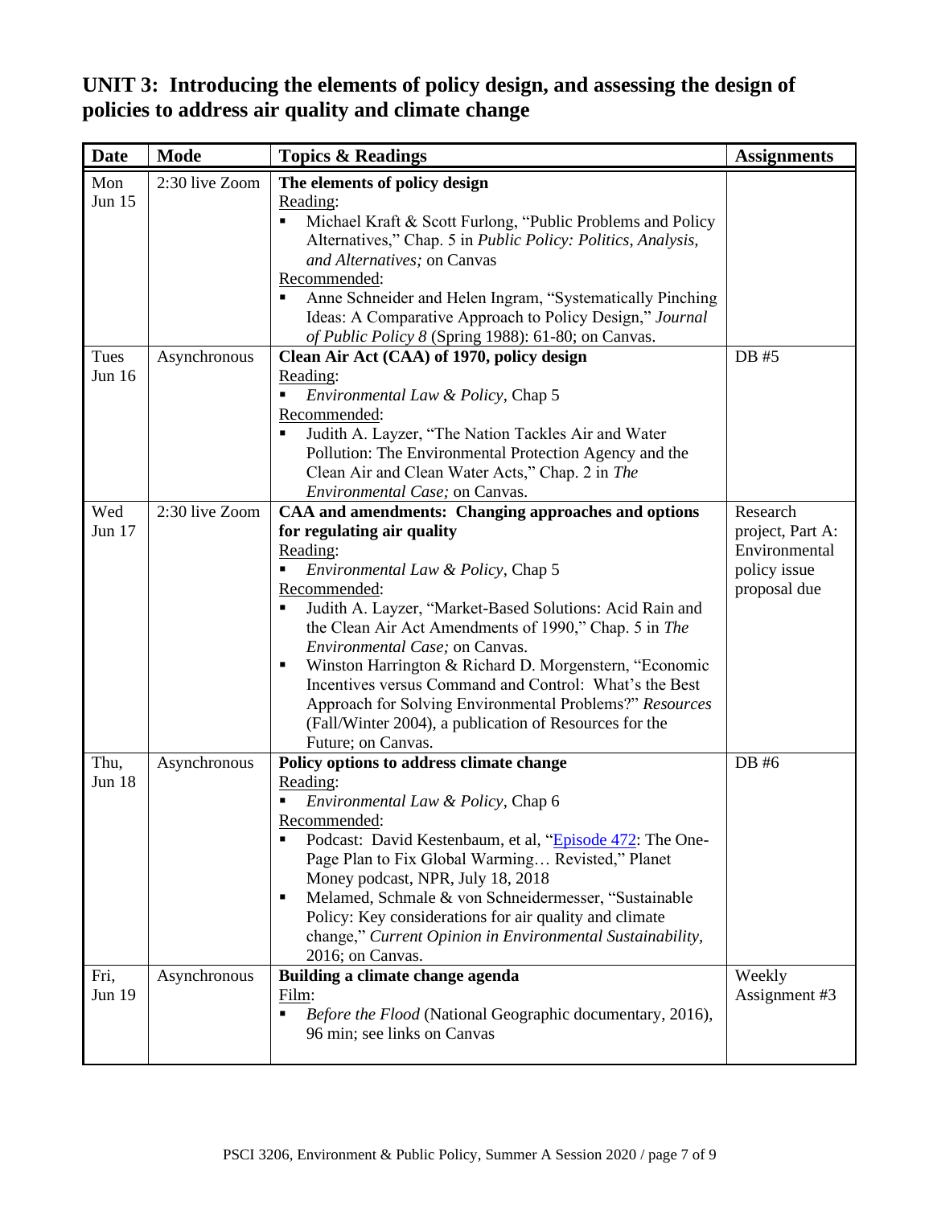## UNIT 3: Introducing the elements of policy design, and assessing the design of policies to address air quality and climate change

| Date | Mode | Topics & Readings | Assignments |
|---|---|---|---|
| Mon Jun 15 | 2:30 live Zoom | **The elements of policy design**<br>Reading:<br>▪ Michael Kraft & Scott Furlong, "Public Problems and Policy Alternatives," Chap. 5 in *Public Policy: Politics, Analysis, and Alternatives;* on Canvas<br>Recommended:<br>▪ Anne Schneider and Helen Ingram, "Systematically Pinching Ideas: A Comparative Approach to Policy Design," *Journal of Public Policy 8* (Spring 1988): 61-80; on Canvas. | |
| Tues Jun 16 | Asynchronous | **Clean Air Act (CAA) of 1970, policy design**<br>Reading:<br>▪ *Environmental Law & Policy*, Chap 5<br>Recommended:<br>▪ Judith A. Layzer, "The Nation Tackles Air and Water Pollution: The Environmental Protection Agency and the Clean Air and Clean Water Acts," Chap. 2 in *The Environmental Case;* on Canvas. | DB #5 |
| Wed Jun 17 | 2:30 live Zoom | **CAA and amendments: Changing approaches and options for regulating air quality**<br>Reading:<br>▪ *Environmental Law & Policy*, Chap 5<br>Recommended:<br>▪ Judith A. Layzer, "Market-Based Solutions: Acid Rain and the Clean Air Act Amendments of 1990," Chap. 5 in *The Environmental Case;* on Canvas.<br>▪ Winston Harrington & Richard D. Morgenstern, "Economic Incentives versus Command and Control: What's the Best Approach for Solving Environmental Problems?" *Resources* (Fall/Winter 2004), a publication of Resources for the Future; on Canvas. | Research project, Part A: Environmental policy issue proposal due |
| Thu, Jun 18 | Asynchronous | **Policy options to address climate change**<br>Reading:<br>▪ *Environmental Law & Policy*, Chap 6<br>Recommended:<br>▪ Podcast: David Kestenbaum, et al, "Episode 472: The One-Page Plan to Fix Global Warming… Revisted," Planet Money podcast, NPR, July 18, 2018<br>▪ Melamed, Schmale & von Schneidermesser, "Sustainable Policy: Key considerations for air quality and climate change," *Current Opinion in Environmental Sustainability,* 2016; on Canvas. | DB #6 |
| Fri, Jun 19 | Asynchronous | **Building a climate change agenda**<br>Film:<br>▪ *Before the Flood* (National Geographic documentary, 2016), 96 min; see links on Canvas | Weekly Assignment #3 |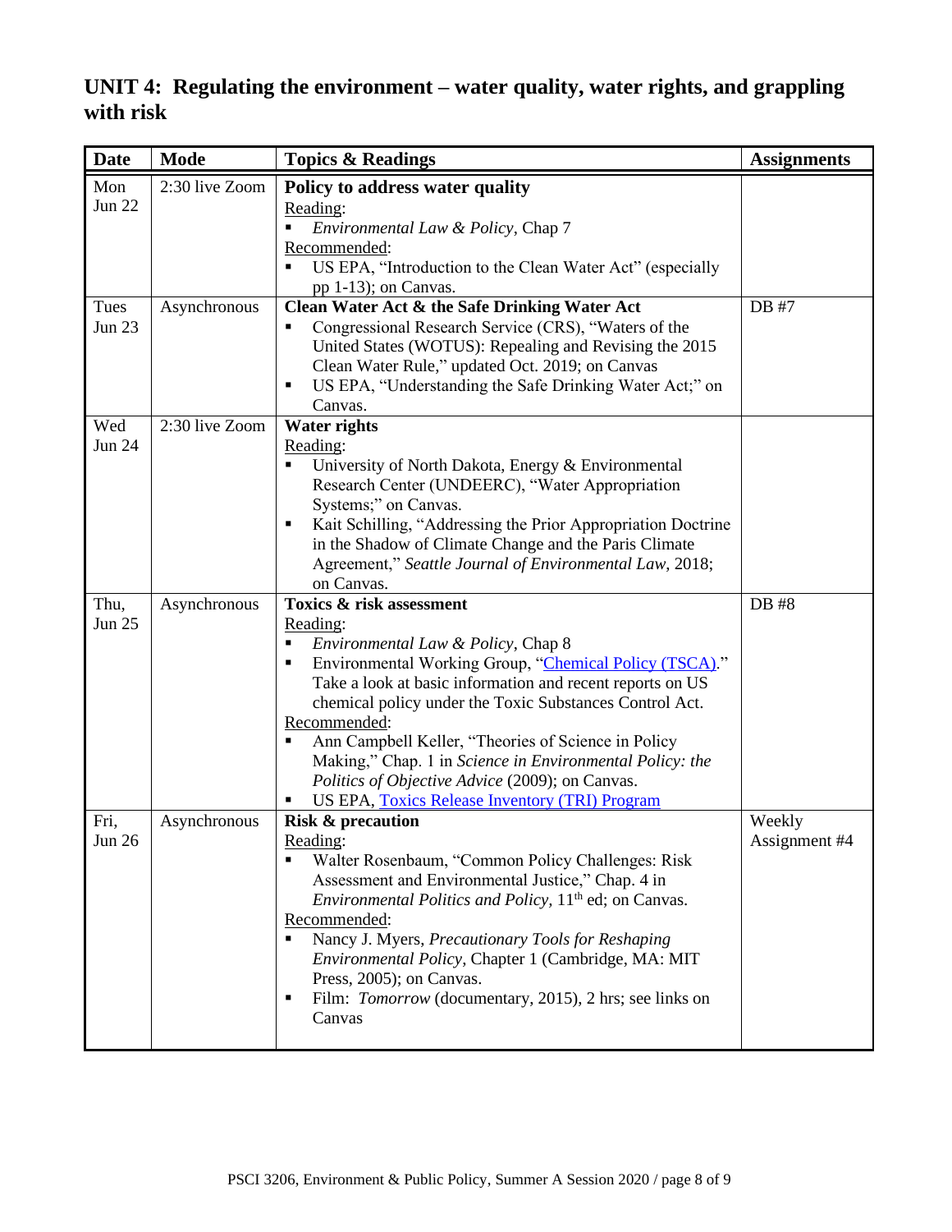## UNIT 4: Regulating the environment – water quality, water rights, and grappling with risk

| Date | Mode | Topics & Readings | Assignments |
|---|---|---|---|
| Mon Jun 22 | 2:30 live Zoom | **Policy to address water quality**<br>Reading:<br>▪ *Environmental Law & Policy*, Chap 7<br>Recommended:<br>▪ US EPA, "Introduction to the Clean Water Act" (especially pp 1-13); on Canvas. | |
| Tues Jun 23 | Asynchronous | **Clean Water Act & the Safe Drinking Water Act**<br>▪ Congressional Research Service (CRS), "Waters of the United States (WOTUS): Repealing and Revising the 2015 Clean Water Rule," updated Oct. 2019; on Canvas<br>▪ US EPA, "Understanding the Safe Drinking Water Act;" on Canvas. | DB #7 |
| Wed Jun 24 | 2:30 live Zoom | **Water rights**<br>Reading:<br>▪ University of North Dakota, Energy & Environmental Research Center (UNDEERC), "Water Appropriation Systems;" on Canvas.<br>▪ Kait Schilling, "Addressing the Prior Appropriation Doctrine in the Shadow of Climate Change and the Paris Climate Agreement," *Seattle Journal of Environmental Law*, 2018; on Canvas. | |
| Thu, Jun 25 | Asynchronous | **Toxics & risk assessment**<br>Reading:<br>▪ *Environmental Law & Policy*, Chap 8<br>▪ Environmental Working Group, "Chemical Policy (TSCA)." Take a look at basic information and recent reports on US chemical policy under the Toxic Substances Control Act.<br>Recommended:<br>▪ Ann Campbell Keller, "Theories of Science in Policy Making," Chap. 1 in *Science in Environmental Policy: the Politics of Objective Advice* (2009); on Canvas.<br>▪ US EPA, Toxics Release Inventory (TRI) Program | DB #8 |
| Fri, Jun 26 | Asynchronous | **Risk & precaution**<br>Reading:<br>▪ Walter Rosenbaum, "Common Policy Challenges: Risk Assessment and Environmental Justice," Chap. 4 in *Environmental Politics and Policy*, 11th ed; on Canvas.<br>Recommended:<br>▪ Nancy J. Myers, *Precautionary Tools for Reshaping Environmental Policy*, Chapter 1 (Cambridge, MA: MIT Press, 2005); on Canvas.<br>▪ Film: *Tomorrow* (documentary, 2015), 2 hrs; see links on Canvas | Weekly Assignment #4 |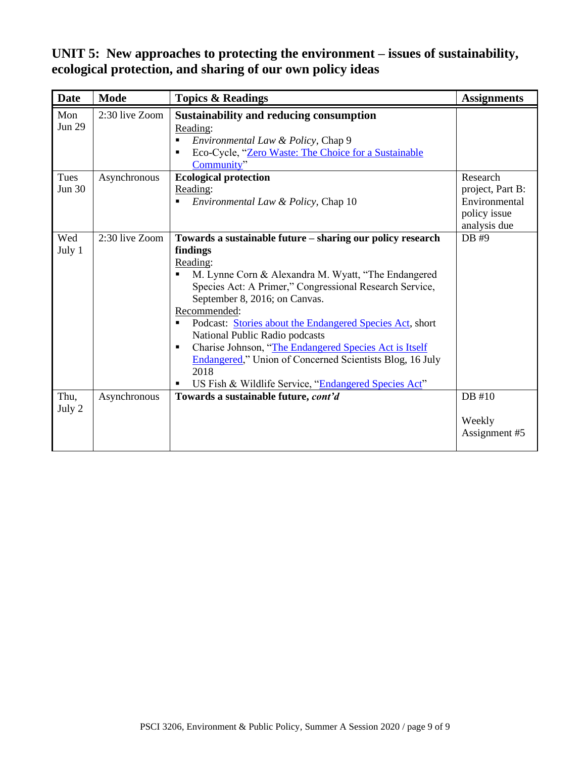## UNIT 5: New approaches to protecting the environment – issues of sustainability, ecological protection, and sharing of our own policy ideas

| Date | Mode | Topics & Readings | Assignments |
|---|---|---|---|
| Mon Jun 29 | 2:30 live Zoom | **Sustainability and reducing consumption**<br>Reading:<br>▪ *Environmental Law & Policy*, Chap 9<br>▪ Eco-Cycle, "Zero Waste: The Choice for a Sustainable Community" | |
| Tues Jun 30 | Asynchronous | **Ecological protection**<br>Reading:<br>▪ *Environmental Law & Policy*, Chap 10 | Research project, Part B: Environmental policy issue analysis due |
| Wed July 1 | 2:30 live Zoom | **Towards a sustainable future – sharing our policy research findings**<br>Reading:<br>▪ M. Lynne Corn & Alexandra M. Wyatt, "The Endangered Species Act: A Primer," Congressional Research Service, September 8, 2016; on Canvas.<br>Recommended:<br>▪ Podcast: Stories about the Endangered Species Act, short National Public Radio podcasts<br>▪ Charise Johnson, "The Endangered Species Act is Itself Endangered," Union of Concerned Scientists Blog, 16 July 2018<br>▪ US Fish & Wildlife Service, "Endangered Species Act" | DB #9 |
| Thu, July 2 | Asynchronous | **Towards a sustainable future, *cont'd*** | DB #10<br><br>Weekly Assignment #5 |